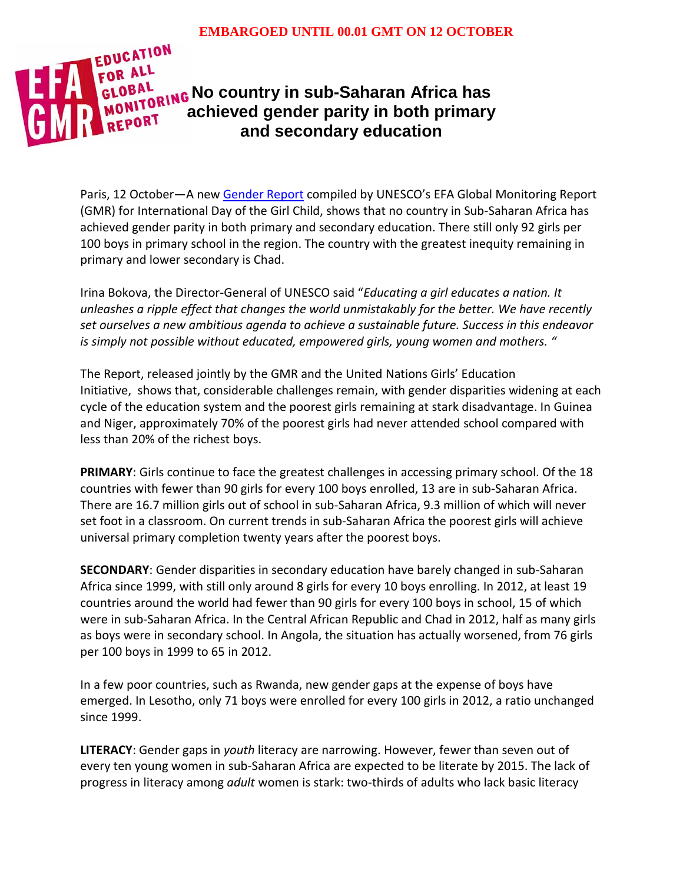**EMBARGOED UNTIL 00.01 GMT ON 12 OCTOBER**

EDUCATION FOR ALL GLOBAL MONITORING REPORT

# No country in sub-Saharan Africa has achieved gender parity in both primary and secondary education

Paris, 12 October—A new Gender Report compiled by UNESCO's EFA Global Monitoring Report (GMR) for International Day of the Girl Child, shows that no country in Sub-Saharan Africa has achieved gender parity in both primary and secondary education. There still only 92 girls per 100 boys in primary school in the region. The country with the greatest inequity remaining in primary and lower secondary is Chad.

Irina Bokova, the Director-General of UNESCO said "*Educating a girl educates a nation. It unleashes a ripple effect that changes the world unmistakably for the better. We have recently set ourselves a new ambitious agenda to achieve a sustainable future. Success in this endeavor is simply not possible without educated, empowered girls, young women and mothers.* "

The Report, released jointly by the GMR and the United Nations Girls' Education Initiative, shows that, considerable challenges remain, with gender disparities widening at each cycle of the education system and the poorest girls remaining at stark disadvantage. In Guinea and Niger, approximately 70% of the poorest girls had never attended school compared with less than 20% of the richest boys.

**PRIMARY**: Girls continue to face the greatest challenges in accessing primary school. Of the 18 countries with fewer than 90 girls for every 100 boys enrolled, 13 are in sub-Saharan Africa. There are 16.7 million girls out of school in sub-Saharan Africa, 9.3 million of which will never set foot in a classroom. On current trends in sub-Saharan Africa the poorest girls will achieve universal primary completion twenty years after the poorest boys.

**SECONDARY**: Gender disparities in secondary education have barely changed in sub-Saharan Africa since 1999, with still only around 8 girls for every 10 boys enrolling. In 2012, at least 19 countries around the world had fewer than 90 girls for every 100 boys in school, 15 of which were in sub-Saharan Africa. In the Central African Republic and Chad in 2012, half as many girls as boys were in secondary school. In Angola, the situation has actually worsened, from 76 girls per 100 boys in 1999 to 65 in 2012.

In a few poor countries, such as Rwanda, new gender gaps at the expense of boys have emerged. In Lesotho, only 71 boys were enrolled for every 100 girls in 2012, a ratio unchanged since 1999.

**LITERACY**: Gender gaps in *youth* literacy are narrowing. However, fewer than seven out of every ten young women in sub-Saharan Africa are expected to be literate by 2015. The lack of progress in literacy among *adult* women is stark: two-thirds of adults who lack basic literacy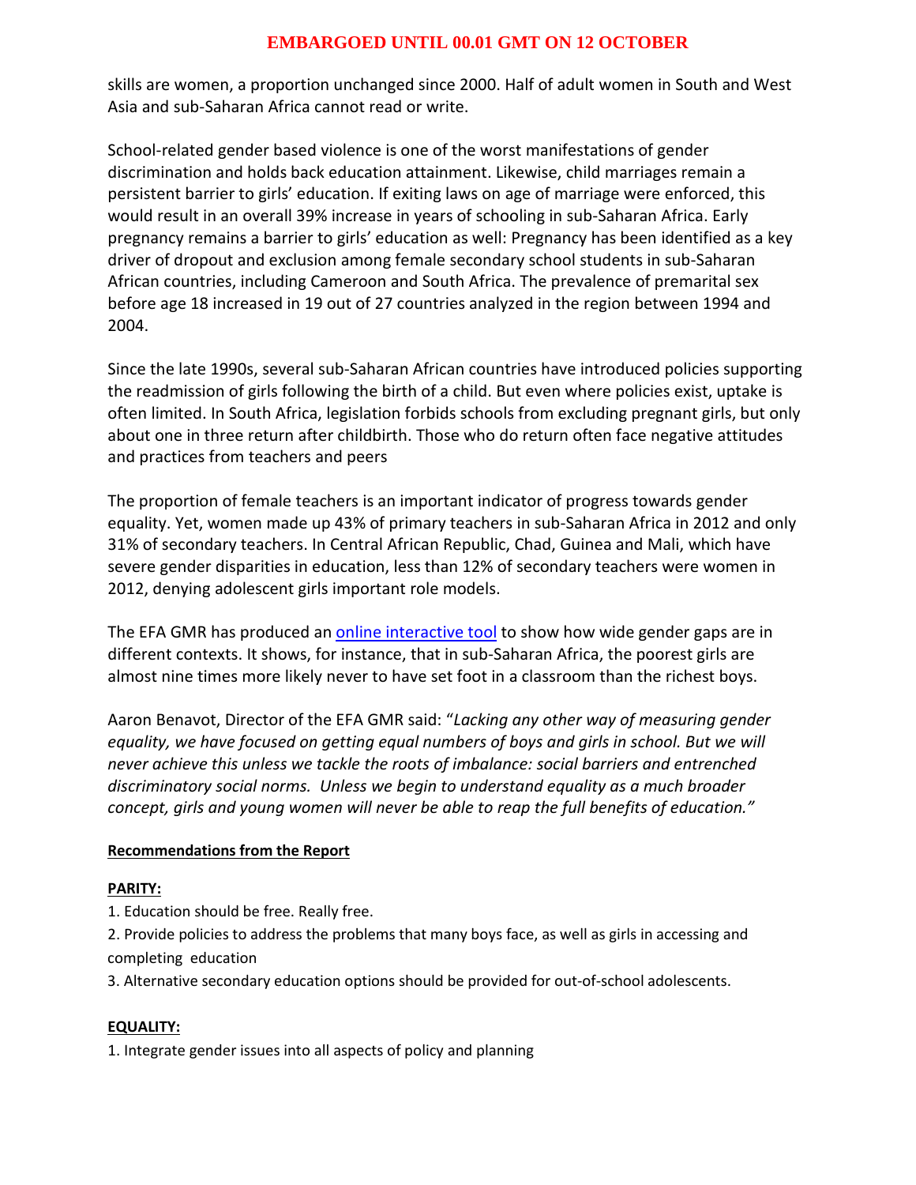skills are women, a proportion unchanged since 2000. Half of adult women in South and West Asia and sub-Saharan Africa cannot read or write.

School-related gender based violence is one of the worst manifestations of gender discrimination and holds back education attainment. Likewise, child marriages remain a persistent barrier to girls' education. If exiting laws on age of marriage were enforced, this would result in an overall 39% increase in years of schooling in sub-Saharan Africa. Early pregnancy remains a barrier to girls' education as well: Pregnancy has been identified as a key driver of dropout and exclusion among female secondary school students in sub-Saharan African countries, including Cameroon and South Africa. The prevalence of premarital sex before age 18 increased in 19 out of 27 countries analyzed in the region between 1994 and 2004.

Since the late 1990s, several sub-Saharan African countries have introduced policies supporting the readmission of girls following the birth of a child. But even where policies exist, uptake is often limited. In South Africa, legislation forbids schools from excluding pregnant girls, but only about one in three return after childbirth. Those who do return often face negative attitudes and practices from teachers and peers

The proportion of female teachers is an important indicator of progress towards gender equality. Yet, women made up 43% of primary teachers in sub-Saharan Africa in 2012 and only 31% of secondary teachers. In Central African Republic, Chad, Guinea and Mali, which have severe gender disparities in education, less than 12% of secondary teachers were women in 2012, denying adolescent girls important role models.

The EFA GMR has produced an [online interactive tool]() to show how wide gender gaps are in different contexts. It shows, for instance, that in sub-Saharan Africa, the poorest girls are almost nine times more likely never to have set foot in a classroom than the richest boys.

Aaron Benavot, Director of the EFA GMR said: "*Lacking any other way of measuring gender equality, we have focused on getting equal numbers of boys and girls in school. But we will never achieve this unless we tackle the roots of imbalance: social barriers and entrenched discriminatory social norms. Unless we begin to understand equality as a much broader concept, girls and young women will never be able to reap the full benefits of education.*"

**Recommendations from the Report**

**PARITY:**

1. Education should be free. Really free.
2. Provide policies to address the problems that many boys face, as well as girls in accessing and completing education
3. Alternative secondary education options should be provided for out-of-school adolescents.

**EQUALITY:**

1. Integrate gender issues into all aspects of policy and planning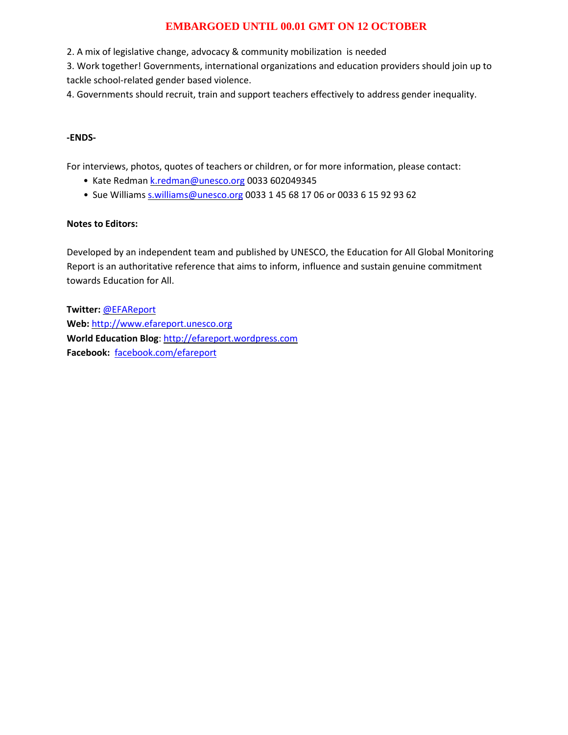**EMBARGOED UNTIL 00.01 GMT ON 12 OCTOBER**

2. A mix of legislative change, advocacy & community mobilization is needed
3. Work together! Governments, international organizations and education providers should join up to tackle school-related gender based violence.
4. Governments should recruit, train and support teachers effectively to address gender inequality.

**-ENDS-**

For interviews, photos, quotes of teachers or children, or for more information, please contact:

- Kate Redman k.redman@unesco.org 0033 602049345
- Sue Williams s.williams@unesco.org 0033 1 45 68 17 06 or 0033 6 15 92 93 62

**Notes to Editors:**

Developed by an independent team and published by UNESCO, the Education for All Global Monitoring Report is an authoritative reference that aims to inform, influence and sustain genuine commitment towards Education for All.

**Twitter:** @EFAReport
**Web:** http://www.efareport.unesco.org
**World Education Blog**: http://efareport.wordpress.com
**Facebook:** facebook.com/efareport